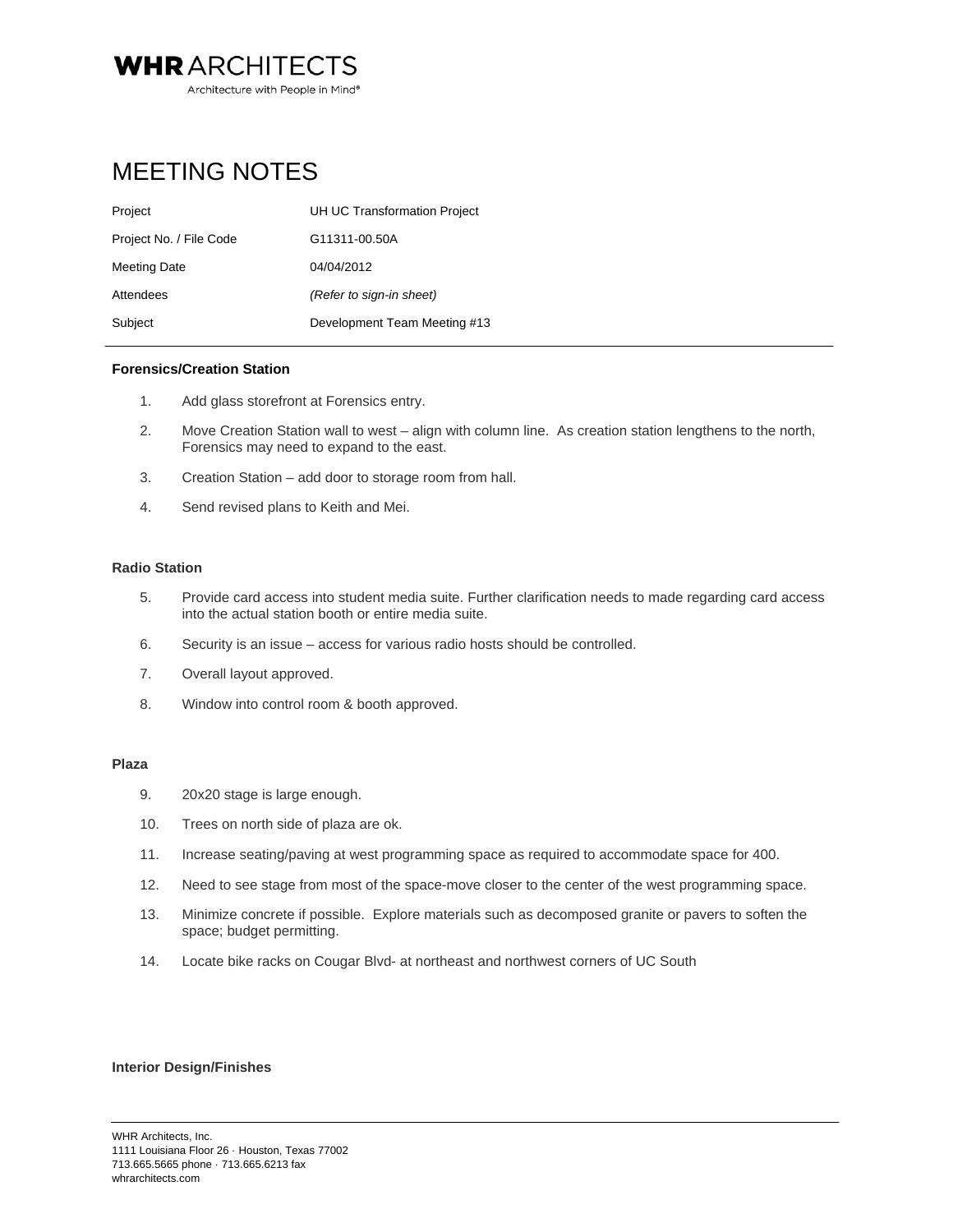**WHR** ARCHITECTS

Architecture with People in Mind®

# MEETING NOTES

| | |
|---|---|
| Project | UH UC Transformation Project |
| Project No. / File Code | G11311-00.50A |
| Meeting Date | 04/04/2012 |
| Attendees | *(Refer to sign-in sheet)* |
| Subject | Development Team Meeting #13 |

**Forensics/Creation Station**

1. Add glass storefront at Forensics entry.
2. Move Creation Station wall to west – align with column line. As creation station lengthens to the north, Forensics may need to expand to the east.
3. Creation Station – add door to storage room from hall.
4. Send revised plans to Keith and Mei.

**Radio Station**

5. Provide card access into student media suite. Further clarification needs to made regarding card access into the actual station booth or entire media suite.
6. Security is an issue – access for various radio hosts should be controlled.
7. Overall layout approved.
8. Window into control room & booth approved.

**Plaza**

9. 20x20 stage is large enough.
10. Trees on north side of plaza are ok.
11. Increase seating/paving at west programming space as required to accommodate space for 400.
12. Need to see stage from most of the space-move closer to the center of the west programming space.
13. Minimize concrete if possible. Explore materials such as decomposed granite or pavers to soften the space; budget permitting.
14. Locate bike racks on Cougar Blvd- at northeast and northwest corners of UC South

**Interior Design/Finishes**

WHR Architects, Inc.
1111 Louisiana Floor 26 · Houston, Texas 77002
713.665.5665 phone · 713.665.6213 fax
whrarchitects.com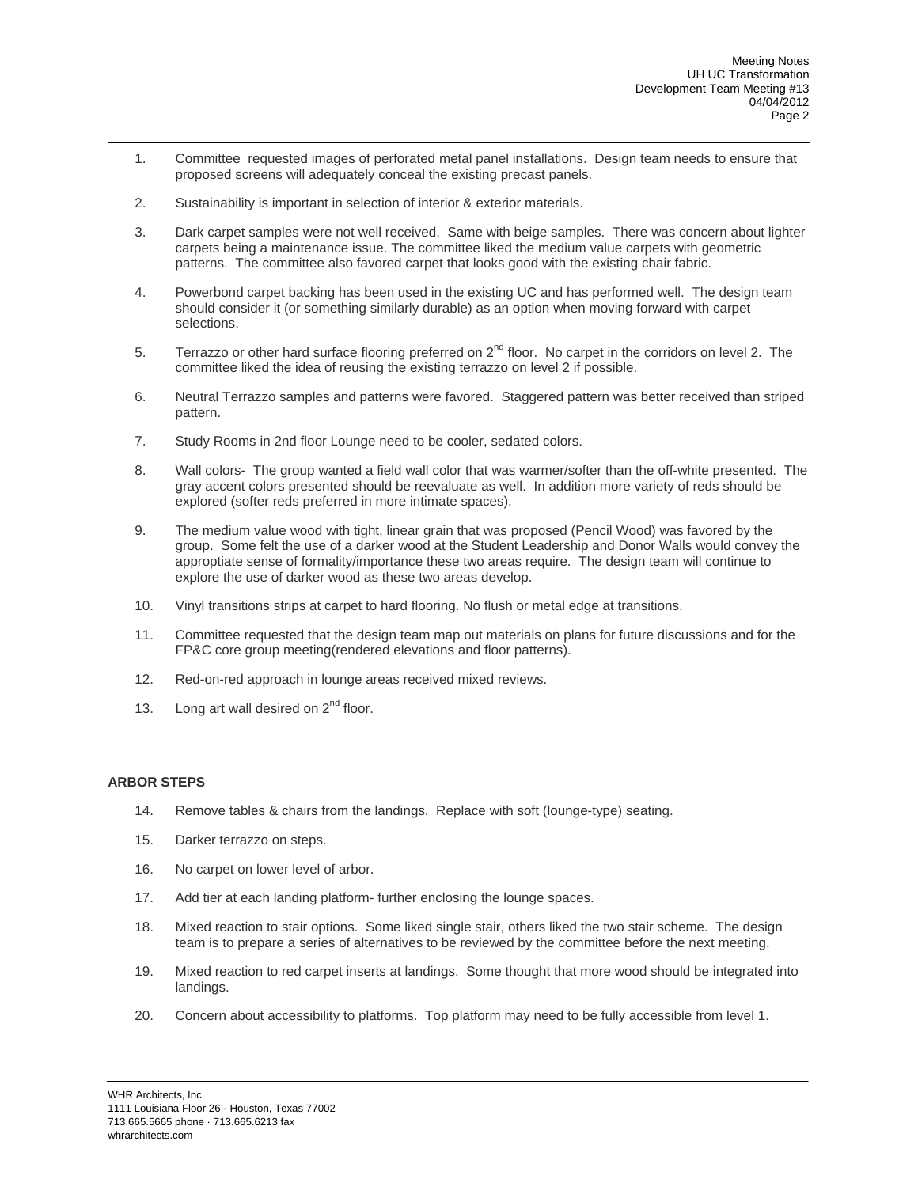1. Committee requested images of perforated metal panel installations. Design team needs to ensure that proposed screens will adequately conceal the existing precast panels.

2. Sustainability is important in selection of interior & exterior materials.

3. Dark carpet samples were not well received. Same with beige samples. There was concern about lighter carpets being a maintenance issue. The committee liked the medium value carpets with geometric patterns. The committee also favored carpet that looks good with the existing chair fabric.

4. Powerbond carpet backing has been used in the existing UC and has performed well. The design team should consider it (or something similarly durable) as an option when moving forward with carpet selections.

5. Terrazzo or other hard surface flooring preferred on 2nd floor. No carpet in the corridors on level 2. The committee liked the idea of reusing the existing terrazzo on level 2 if possible.

6. Neutral Terrazzo samples and patterns were favored. Staggered pattern was better received than striped pattern.

7. Study Rooms in 2nd floor Lounge need to be cooler, sedated colors.

8. Wall colors- The group wanted a field wall color that was warmer/softer than the off-white presented. The gray accent colors presented should be reevaluate as well. In addition more variety of reds should be explored (softer reds preferred in more intimate spaces).

9. The medium value wood with tight, linear grain that was proposed (Pencil Wood) was favored by the group. Some felt the use of a darker wood at the Student Leadership and Donor Walls would convey the approptiate sense of formality/importance these two areas require. The design team will continue to explore the use of darker wood as these two areas develop.

10. Vinyl transitions strips at carpet to hard flooring. No flush or metal edge at transitions.

11. Committee requested that the design team map out materials on plans for future discussions and for the FP&C core group meeting(rendered elevations and floor patterns).

12. Red-on-red approach in lounge areas received mixed reviews.

13. Long art wall desired on 2nd floor.

**ARBOR STEPS**

14. Remove tables & chairs from the landings. Replace with soft (lounge-type) seating.

15. Darker terrazzo on steps.

16. No carpet on lower level of arbor.

17. Add tier at each landing platform- further enclosing the lounge spaces.

18. Mixed reaction to stair options. Some liked single stair, others liked the two stair scheme. The design team is to prepare a series of alternatives to be reviewed by the committee before the next meeting.

19. Mixed reaction to red carpet inserts at landings. Some thought that more wood should be integrated into landings.

20. Concern about accessibility to platforms. Top platform may need to be fully accessible from level 1.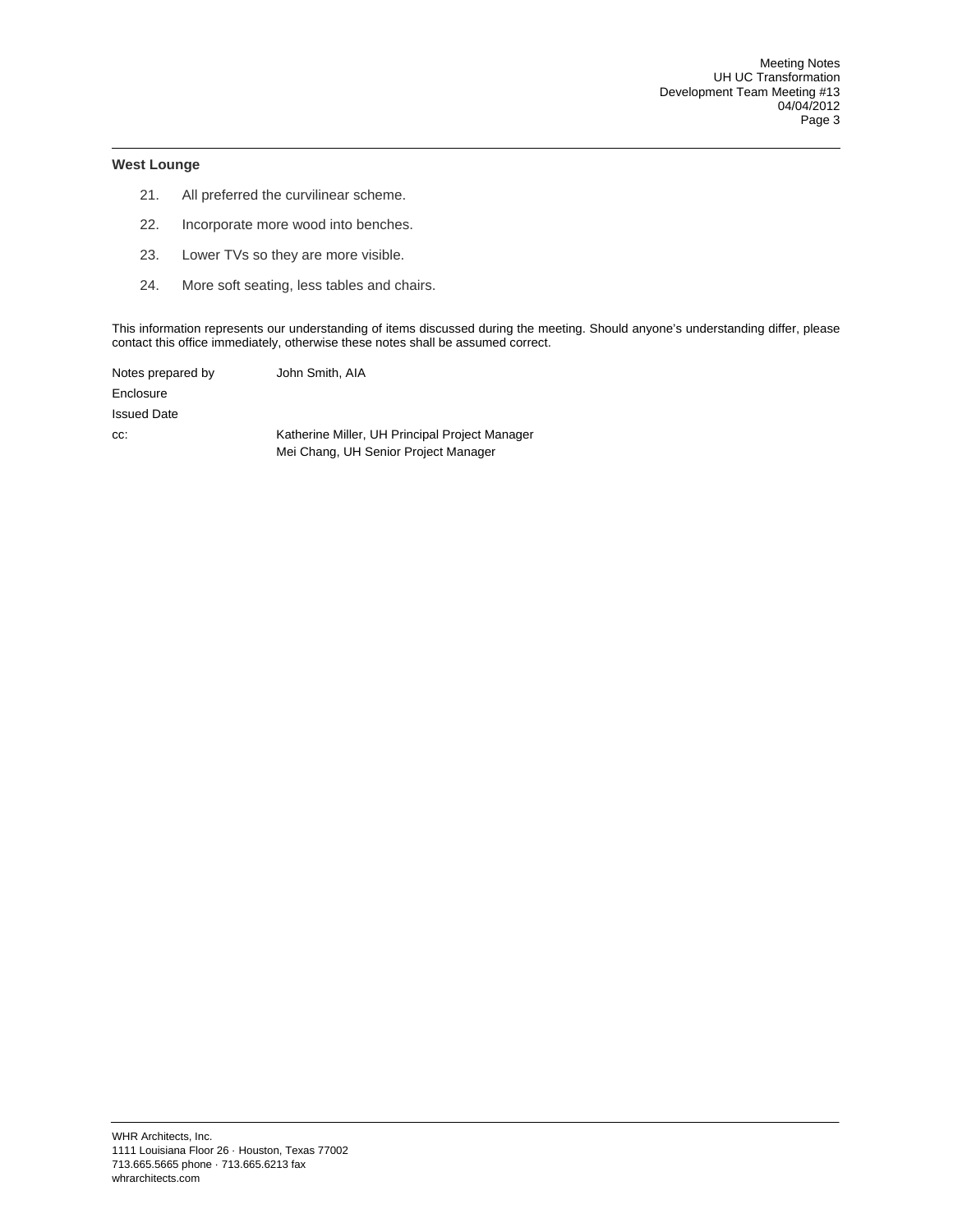## West Lounge

21. All preferred the curvilinear scheme.

22. Incorporate more wood into benches.

23. Lower TVs so they are more visible.

24. More soft seating, less tables and chairs.

This information represents our understanding of items discussed during the meeting. Should anyone's understanding differ, please contact this office immediately, otherwise these notes shall be assumed correct.

| | |
|---|---|
| Notes prepared by | John Smith, AIA |
| Enclosure | |
| Issued Date | |
| cc: | Katherine Miller, UH Principal Project Manager<br>Mei Chang, UH Senior Project Manager |

WHR Architects, Inc.
1111 Louisiana Floor 26 · Houston, Texas 77002
713.665.5665 phone · 713.665.6213 fax
whrarchitects.com